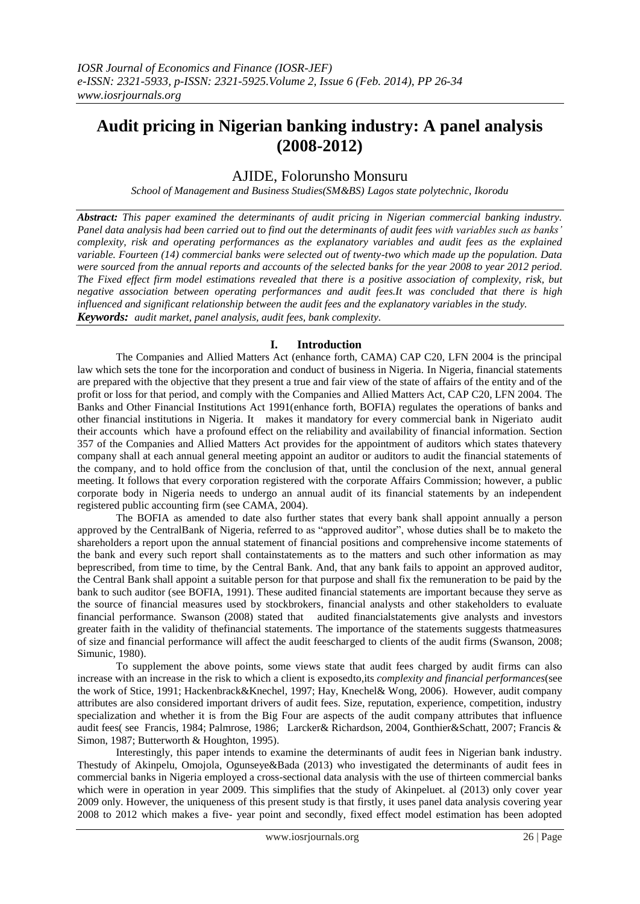# Audit pricing in Nigerian banking industry: A panel analysis (2008-2012)

AJIDE, Folorunsho Monsuru

*School of Management and Business Studies(SM&BS) Lagos state polytechnic, Ikorodu*

***Abstract:*** *This paper examined the determinants of audit pricing in Nigerian commercial banking industry. Panel data analysis had been carried out to find out the determinants of audit fees with variables such as banks' complexity, risk and operating performances as the explanatory variables and audit fees as the explained variable. Fourteen (14) commercial banks were selected out of twenty-two which made up the population. Data were sourced from the annual reports and accounts of the selected banks for the year 2008 to year 2012 period. The Fixed effect firm model estimations revealed that there is a positive association of complexity, risk, but negative association between operating performances and audit fees.It was concluded that there is high influenced and significant relationship between the audit fees and the explanatory variables in the study.*

***Keywords:*** *audit market, panel analysis, audit fees, bank complexity.*

## I. Introduction

The Companies and Allied Matters Act (enhance forth, CAMA) CAP C20, LFN 2004 is the principal law which sets the tone for the incorporation and conduct of business in Nigeria. In Nigeria, financial statements are prepared with the objective that they present a true and fair view of the state of affairs of the entity and of the profit or loss for that period, and comply with the Companies and Allied Matters Act, CAP C20, LFN 2004. The Banks and Other Financial Institutions Act 1991(enhance forth, BOFIA) regulates the operations of banks and other financial institutions in Nigeria. It makes it mandatory for every commercial bank in Nigeriato audit their accounts which have a profound effect on the reliability and availability of financial information. Section 357 of the Companies and Allied Matters Act provides for the appointment of auditors which states thatevery company shall at each annual general meeting appoint an auditor or auditors to audit the financial statements of the company, and to hold office from the conclusion of that, until the conclusion of the next, annual general meeting. It follows that every corporation registered with the corporate Affairs Commission; however, a public corporate body in Nigeria needs to undergo an annual audit of its financial statements by an independent registered public accounting firm (see CAMA, 2004).

The BOFIA as amended to date also further states that every bank shall appoint annually a person approved by the CentralBank of Nigeria, referred to as "approved auditor", whose duties shall be to maketo the shareholders a report upon the annual statement of financial positions and comprehensive income statements of the bank and every such report shall containstatements as to the matters and such other information as may beprescribed, from time to time, by the Central Bank. And, that any bank fails to appoint an approved auditor, the Central Bank shall appoint a suitable person for that purpose and shall fix the remuneration to be paid by the bank to such auditor (see BOFIA, 1991). These audited financial statements are important because they serve as the source of financial measures used by stockbrokers, financial analysts and other stakeholders to evaluate financial performance. Swanson (2008) stated that audited financialstatements give analysts and investors greater faith in the validity of thefinancial statements. The importance of the statements suggests thatmeasures of size and financial performance will affect the audit feescharged to clients of the audit firms (Swanson, 2008; Simunic, 1980).

To supplement the above points, some views state that audit fees charged by audit firms can also increase with an increase in the risk to which a client is exposedto,its *complexity and financial performances*(see the work of Stice, 1991; Hackenbrack&Knechel, 1997; Hay, Knechel& Wong, 2006). However, audit company attributes are also considered important drivers of audit fees. Size, reputation, experience, competition, industry specialization and whether it is from the Big Four are aspects of the audit company attributes that influence audit fees( see Francis, 1984; Palmrose, 1986; Larcker& Richardson, 2004, Gonthier&Schatt, 2007; Francis & Simon, 1987; Butterworth & Houghton, 1995).

Interestingly, this paper intends to examine the determinants of audit fees in Nigerian bank industry. Thestudy of Akinpelu, Omojola, Ogunseye&Bada (2013) who investigated the determinants of audit fees in commercial banks in Nigeria employed a cross-sectional data analysis with the use of thirteen commercial banks which were in operation in year 2009. This simplifies that the study of Akinpeluet. al (2013) only cover year 2009 only. However, the uniqueness of this present study is that firstly, it uses panel data analysis covering year 2008 to 2012 which makes a five- year point and secondly, fixed effect model estimation has been adopted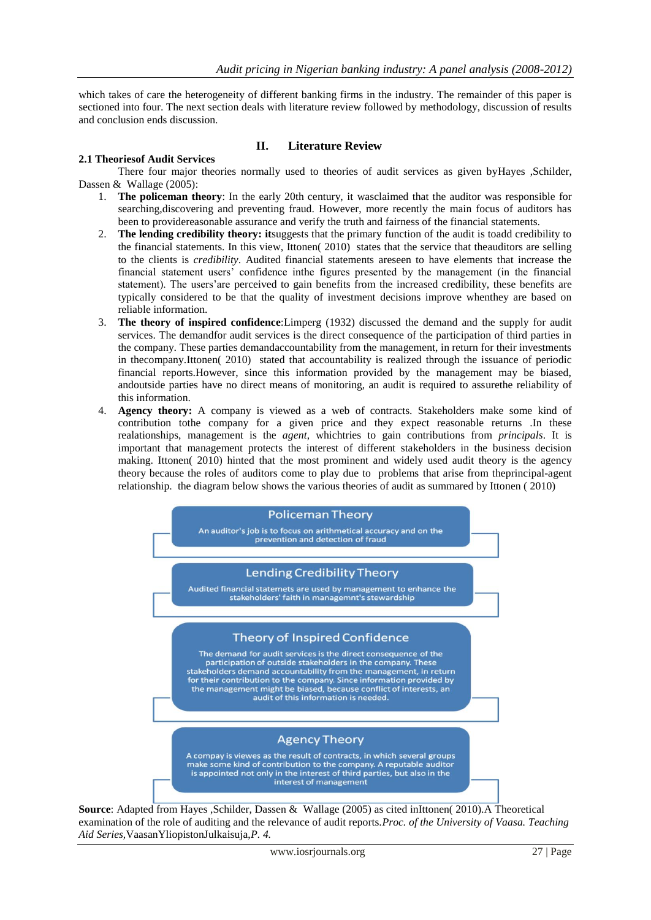which takes of care the heterogeneity of different banking firms in the industry. The remainder of this paper is sectioned into four. The next section deals with literature review followed by methodology, discussion of results and conclusion ends discussion.

## II. Literature Review

### 2.1 Theoriesof Audit Services

There four major theories normally used to theories of audit services as given byHayes ,Schilder, Dassen & Wallage (2005):

1. **The policeman theory**: In the early 20th century, it wasclaimed that the auditor was responsible for searching,discovering and preventing fraud. However, more recently the main focus of auditors has been to providereasonable assurance and verify the truth and fairness of the financial statements.
2. **The lending credibility theory: it**suggests that the primary function of the audit is toadd credibility to the financial statements. In this view, Ittonen( 2010) states that the service that theauditors are selling to the clients is *credibility*. Audited financial statements areseen to have elements that increase the financial statement users' confidence inthe figures presented by the management (in the financial statement). The users'are perceived to gain benefits from the increased credibility, these benefits are typically considered to be that the quality of investment decisions improve whenthey are based on reliable information.
3. **The theory of inspired confidence**:Limperg (1932) discussed the demand and the supply for audit services. The demandfor audit services is the direct consequence of the participation of third parties in the company. These parties demandaccountability from the management, in return for their investments in thecompany.Ittonen( 2010) stated that accountability is realized through the issuance of periodic financial reports.However, since this information provided by the management may be biased, andoutside parties have no direct means of monitoring, an audit is required to assurethe reliability of this information.
4. **Agency theory:** A company is viewed as a web of contracts. Stakeholders make some kind of contribution tothe company for a given price and they expect reasonable returns .In these realationships, management is the *agent*, whichtries to gain contributions from *principals*. It is important that management protects the interest of different stakeholders in the business decision making. Ittonen( 2010) hinted that the most prominent and widely used audit theory is the agency theory because the roles of auditors come to play due to problems that arise from theprincipal-agent relationship. the diagram below shows the various theories of audit as summarized by Ittonen ( 2010)

**Policeman Theory**
An auditor's job is to focus on arithmetical accuracy and on the prevention and detection of fraud

**Lending Credibility Theory**
Audited financial statemets are used by management to enhance the stakeholders' faith in managemnt's stewardship

**Theory of Inspired Confidence**
The demand for audit services is the direct consequence of the participation of outside stakeholders in the company. These stakeholders demand accountability from the management, in return for their contribution to the company. Since information provided by the management might be biased, because conflict of interests, an audit of this information is needed.

**Agency Theory**
A compay is viewes as the result of contracts, in which several groups make some kind of contribution to the company. A reputable auditor is appointed not only in the interest of third parties, but also in the interest of management

**Source**: Adapted from Hayes ,Schilder, Dassen & Wallage (2005) as cited inIttonen( 2010).A Theoretical examination of the role of auditing and the relevance of audit reports.*Proc. of the University of Vaasa. Teaching Aid Series,*VaasanYliopistonJulkaisuja,*P. 4.*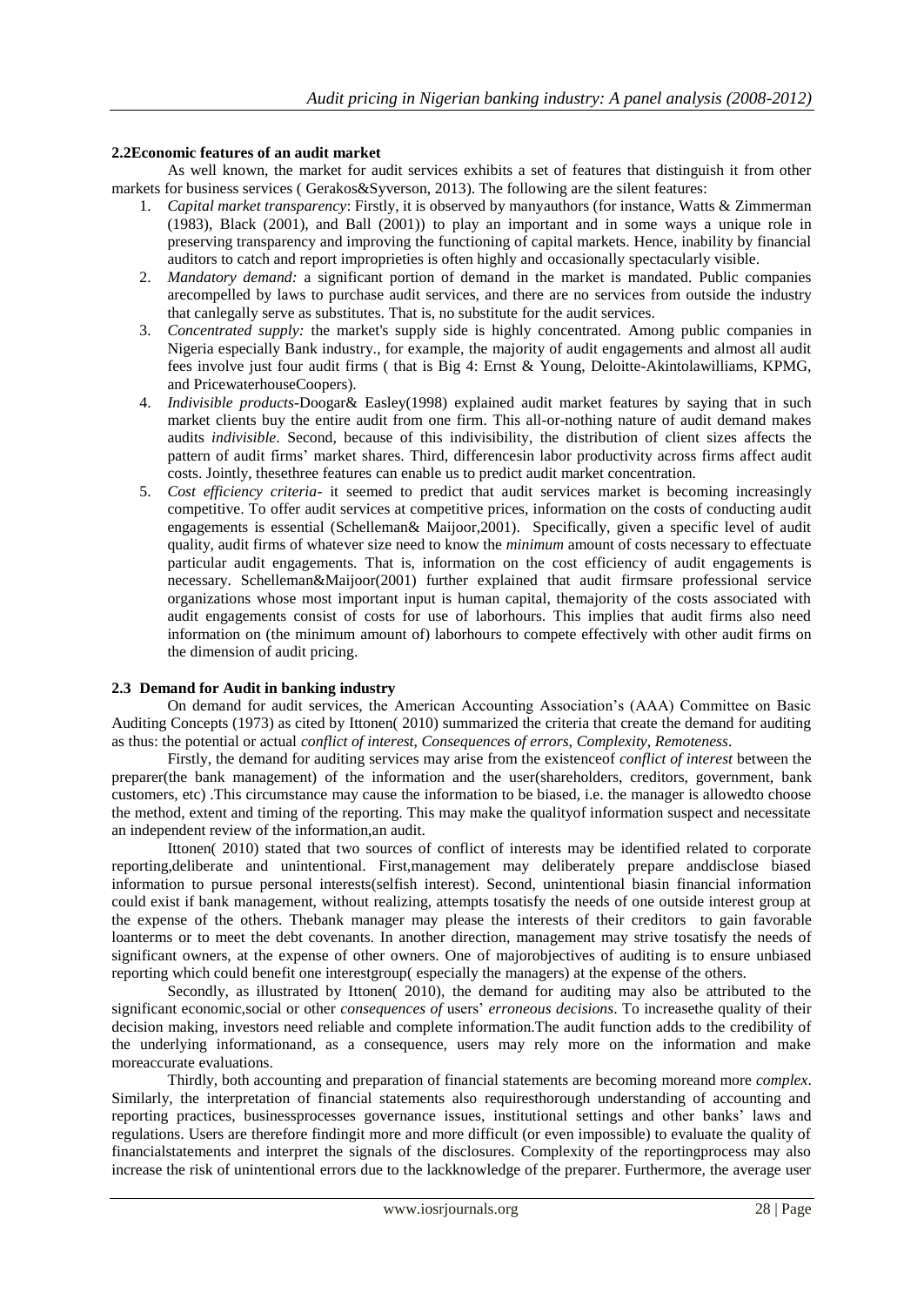### 2.2Economic features of an audit market

As well known, the market for audit services exhibits a set of features that distinguish it from other markets for business services ( Gerakos&Syverson, 2013). The following are the silent features:

1. *Capital market transparency*: Firstly, it is observed by manyauthors (for instance, Watts & Zimmerman (1983), Black (2001), and Ball (2001)) to play an important and in some ways a unique role in preserving transparency and improving the functioning of capital markets. Hence, inability by financial auditors to catch and report improprieties is often highly and occasionally spectacularly visible.
2. *Mandatory demand:* a significant portion of demand in the market is mandated. Public companies arecompelled by laws to purchase audit services, and there are no services from outside the industry that canlegally serve as substitutes. That is, no substitute for the audit services.
3. *Concentrated supply:* the market's supply side is highly concentrated. Among public companies in Nigeria especially Bank industry., for example, the majority of audit engagements and almost all audit fees involve just four audit firms ( that is Big 4: Ernst & Young, Deloitte-Akintolawilliams, KPMG, and PricewaterhouseCoopers).
4. *Indivisible products*-Doogar& Easley(1998) explained audit market features by saying that in such market clients buy the entire audit from one firm. This all-or-nothing nature of audit demand makes audits *indivisible*. Second, because of this indivisibility, the distribution of client sizes affects the pattern of audit firms' market shares. Third, differencesin labor productivity across firms affect audit costs. Jointly, thesethree features can enable us to predict audit market concentration.
5. *Cost efficiency criteria*- it seemed to predict that audit services market is becoming increasingly competitive. To offer audit services at competitive prices, information on the costs of conducting audit engagements is essential (Schelleman& Maijoor,2001). Specifically, given a specific level of audit quality, audit firms of whatever size need to know the *minimum* amount of costs necessary to effectuate particular audit engagements. That is, information on the cost efficiency of audit engagements is necessary. Schelleman&Maijoor(2001) further explained that audit firmsare professional service organizations whose most important input is human capital, themajority of the costs associated with audit engagements consist of costs for use of laborhours. This implies that audit firms also need information on (the minimum amount of) laborhours to compete effectively with other audit firms on the dimension of audit pricing.

### 2.3 Demand for Audit in banking industry

On demand for audit services, the American Accounting Association's (AAA) Committee on Basic Auditing Concepts (1973) as cited by Ittonen( 2010) summarized the criteria that create the demand for auditing as thus: the potential or actual *conflict of interest*, *Consequences of errors*, *Complexity*, *Remoteness*.

Firstly, the demand for auditing services may arise from the existenceof *conflict of interest* between the preparer(the bank management) of the information and the user(shareholders, creditors, government, bank customers, etc) .This circumstance may cause the information to be biased, i.e. the manager is allowedto choose the method, extent and timing of the reporting. This may make the qualityof information suspect and necessitate an independent review of the information,an audit.

Ittonen( 2010) stated that two sources of conflict of interests may be identified related to corporate reporting,deliberate and unintentional. First,management may deliberately prepare anddisclose biased information to pursue personal interests(selfish interest). Second, unintentional biasin financial information could exist if bank management, without realizing, attempts tosatisfy the needs of one outside interest group at the expense of the others. Thebank manager may please the interests of their creditors to gain favorable loanterms or to meet the debt covenants. In another direction, management may strive tosatisfy the needs of significant owners, at the expense of other owners. One of majorobjectives of auditing is to ensure unbiased reporting which could benefit one interestgroup( especially the managers) at the expense of the others.

Secondly, as illustrated by Ittonen( 2010), the demand for auditing may also be attributed to the significant economic,social or other *consequences of* users' *erroneous decisions*. To increasethe quality of their decision making, investors need reliable and complete information.The audit function adds to the credibility of the underlying informationand, as a consequence, users may rely more on the information and make moreaccurate evaluations.

Thirdly, both accounting and preparation of financial statements are becoming moreand more *complex*. Similarly, the interpretation of financial statements also requiresthorough understanding of accounting and reporting practices, businessprocesses governance issues, institutional settings and other banks' laws and regulations. Users are therefore findingit more and more difficult (or even impossible) to evaluate the quality of financialstatements and interpret the signals of the disclosures. Complexity of the reportingprocess may also increase the risk of unintentional errors due to the lackknowledge of the preparer. Furthermore, the average user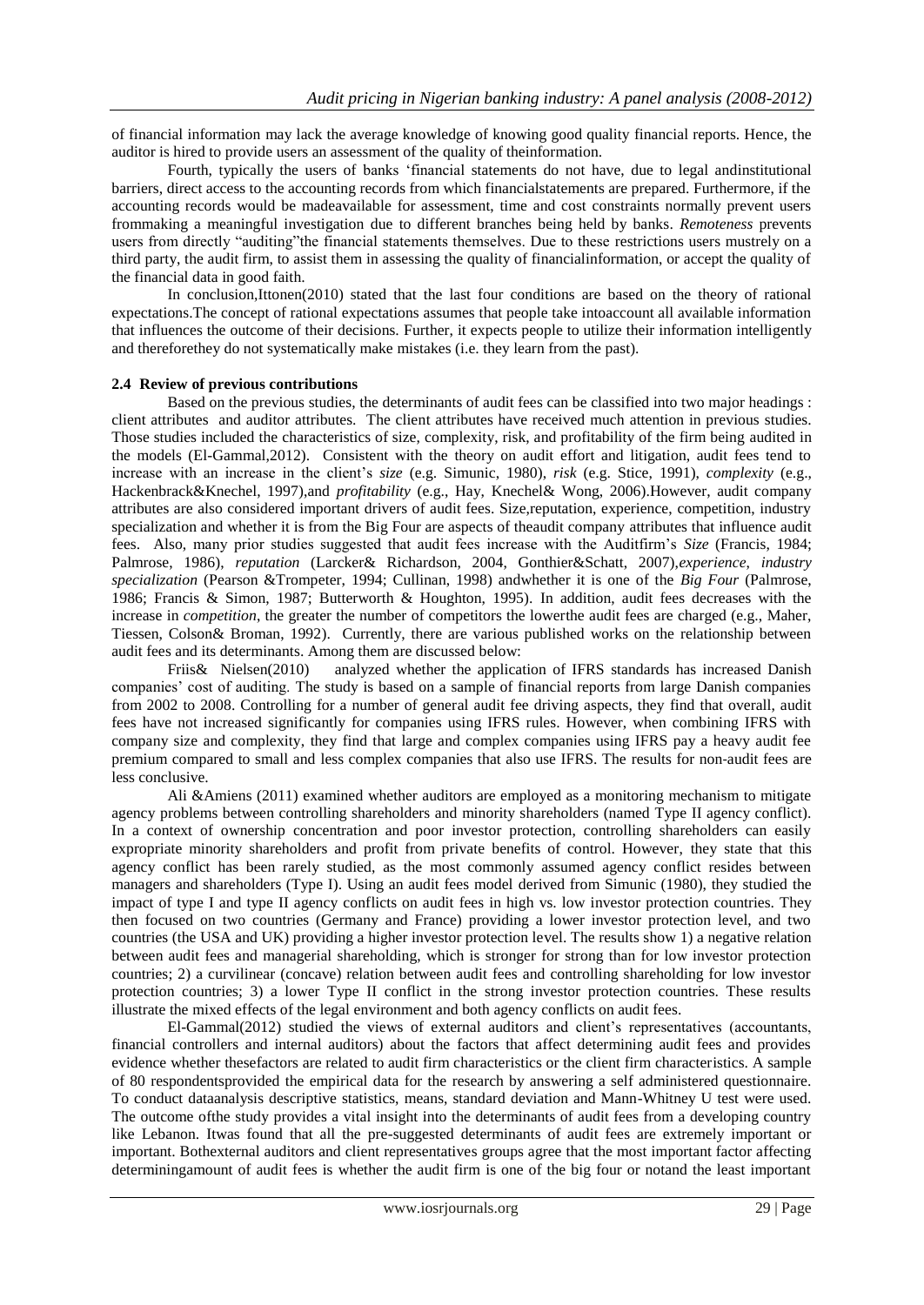of financial information may lack the average knowledge of knowing good quality financial reports. Hence, the auditor is hired to provide users an assessment of the quality of theinformation.

Fourth, typically the users of banks 'financial statements do not have, due to legal andinstitutional barriers, direct access to the accounting records from which financialstatements are prepared. Furthermore, if the accounting records would be madeavailable for assessment, time and cost constraints normally prevent users frommaking a meaningful investigation due to different branches being held by banks. *Remoteness* prevents users from directly "auditing"the financial statements themselves. Due to these restrictions users mustrely on a third party, the audit firm, to assist them in assessing the quality of financialinformation, or accept the quality of the financial data in good faith.

In conclusion,Ittonen(2010) stated that the last four conditions are based on the theory of rational expectations.The concept of rational expectations assumes that people take intoaccount all available information that influences the outcome of their decisions. Further, it expects people to utilize their information intelligently and thereforethey do not systematically make mistakes (i.e. they learn from the past).

### 2.4 Review of previous contributions

Based on the previous studies, the determinants of audit fees can be classified into two major headings : client attributes and auditor attributes. The client attributes have received much attention in previous studies. Those studies included the characteristics of size, complexity, risk, and profitability of the firm being audited in the models (El-Gammal,2012). Consistent with the theory on audit effort and litigation, audit fees tend to increase with an increase in the client's *size* (e.g. Simunic, 1980), *risk* (e.g. Stice, 1991), *complexity* (e.g., Hackenbrack&Knechel, 1997),and *profitability* (e.g., Hay, Knechel& Wong, 2006).However, audit company attributes are also considered important drivers of audit fees. Size,reputation, experience, competition, industry specialization and whether it is from the Big Four are aspects of theaudit company attributes that influence audit fees. Also, many prior studies suggested that audit fees increase with the Auditfirm's *Size* (Francis, 1984; Palmrose, 1986), *reputation* (Larcker& Richardson, 2004, Gonthier&Schatt, 2007),*experience*, *industry specialization* (Pearson &Trompeter, 1994; Cullinan, 1998) andwhether it is one of the *Big Four* (Palmrose, 1986; Francis & Simon, 1987; Butterworth & Houghton, 1995). In addition, audit fees decreases with the increase in *competition*, the greater the number of competitors the lowerthe audit fees are charged (e.g., Maher, Tiessen, Colson& Broman, 1992). Currently, there are various published works on the relationship between audit fees and its determinants. Among them are discussed below:

Friis& Nielsen(2010) analyzed whether the application of IFRS standards has increased Danish companies' cost of auditing. The study is based on a sample of financial reports from large Danish companies from 2002 to 2008. Controlling for a number of general audit fee driving aspects, they find that overall, audit fees have not increased significantly for companies using IFRS rules. However, when combining IFRS with company size and complexity, they find that large and complex companies using IFRS pay a heavy audit fee premium compared to small and less complex companies that also use IFRS. The results for non-audit fees are less conclusive.

Ali &Amiens (2011) examined whether auditors are employed as a monitoring mechanism to mitigate agency problems between controlling shareholders and minority shareholders (named Type II agency conflict). In a context of ownership concentration and poor investor protection, controlling shareholders can easily expropriate minority shareholders and profit from private benefits of control. However, they state that this agency conflict has been rarely studied, as the most commonly assumed agency conflict resides between managers and shareholders (Type I). Using an audit fees model derived from Simunic (1980), they studied the impact of type I and type II agency conflicts on audit fees in high vs. low investor protection countries. They then focused on two countries (Germany and France) providing a lower investor protection level, and two countries (the USA and UK) providing a higher investor protection level. The results show 1) a negative relation between audit fees and managerial shareholding, which is stronger for strong than for low investor protection countries; 2) a curvilinear (concave) relation between audit fees and controlling shareholding for low investor protection countries; 3) a lower Type II conflict in the strong investor protection countries. These results illustrate the mixed effects of the legal environment and both agency conflicts on audit fees.

El-Gammal(2012) studied the views of external auditors and client's representatives (accountants, financial controllers and internal auditors) about the factors that affect determining audit fees and provides evidence whether thesefactors are related to audit firm characteristics or the client firm characteristics. A sample of 80 respondentsprovided the empirical data for the research by answering a self administered questionnaire. To conduct dataanalysis descriptive statistics, means, standard deviation and Mann-Whitney U test were used. The outcome ofthe study provides a vital insight into the determinants of audit fees from a developing country like Lebanon. Itwas found that all the pre-suggested determinants of audit fees are extremely important or important. Bothexternal auditors and client representatives groups agree that the most important factor affecting determiningamount of audit fees is whether the audit firm is one of the big four or notand the least important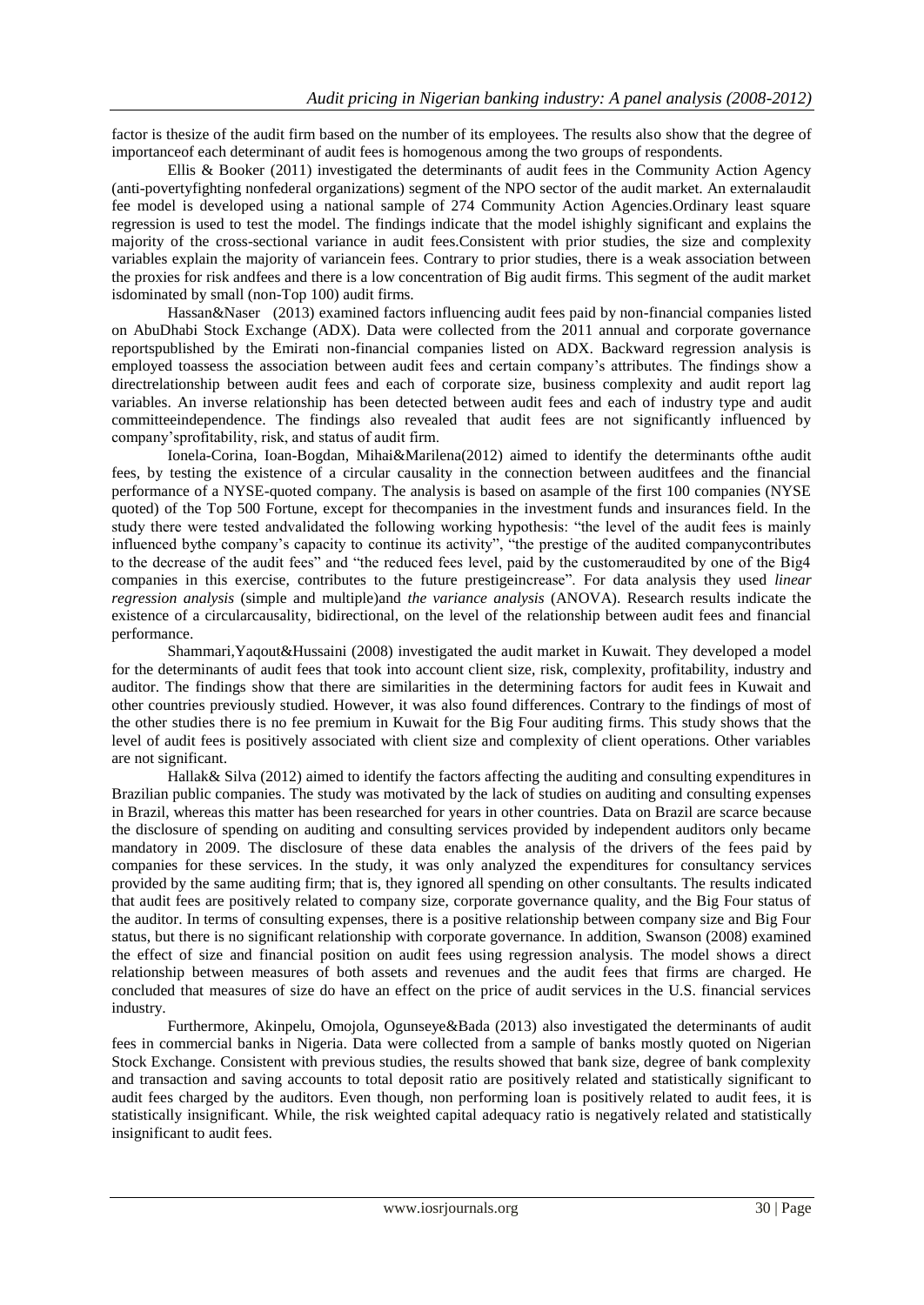factor is thesize of the audit firm based on the number of its employees. The results also show that the degree of importanceof each determinant of audit fees is homogenous among the two groups of respondents.

Ellis & Booker (2011) investigated the determinants of audit fees in the Community Action Agency (anti-povertyfighting nonfederal organizations) segment of the NPO sector of the audit market. An externalaudit fee model is developed using a national sample of 274 Community Action Agencies.Ordinary least square regression is used to test the model. The findings indicate that the model ishighly significant and explains the majority of the cross-sectional variance in audit fees.Consistent with prior studies, the size and complexity variables explain the majority of variancein fees. Contrary to prior studies, there is a weak association between the proxies for risk andfees and there is a low concentration of Big audit firms. This segment of the audit market isdominated by small (non-Top 100) audit firms.

Hassan&Naser (2013) examined factors influencing audit fees paid by non-financial companies listed on AbuDhabi Stock Exchange (ADX). Data were collected from the 2011 annual and corporate governance reportspublished by the Emirati non-financial companies listed on ADX. Backward regression analysis is employed toassess the association between audit fees and certain company's attributes. The findings show a directrelationship between audit fees and each of corporate size, business complexity and audit report lag variables. An inverse relationship has been detected between audit fees and each of industry type and audit committeeindependence. The findings also revealed that audit fees are not significantly influenced by company'sprofitability, risk, and status of audit firm.

Ionela-Corina, Ioan-Bogdan, Mihai&Marilena(2012) aimed to identify the determinants ofthe audit fees, by testing the existence of a circular causality in the connection between auditfees and the financial performance of a NYSE-quoted company. The analysis is based on asample of the first 100 companies (NYSE quoted) of the Top 500 Fortune, except for thecompanies in the investment funds and insurances field. In the study there were tested andvalidated the following working hypothesis: "the level of the audit fees is mainly influenced bythe company's capacity to continue its activity", "the prestige of the audited companycontributes to the decrease of the audit fees" and "the reduced fees level, paid by the customeraudited by one of the Big4 companies in this exercise, contributes to the future prestigeincrease". For data analysis they used *linear regression analysis* (simple and multiple)and *the variance analysis* (ANOVA). Research results indicate the existence of a circularcausality, bidirectional, on the level of the relationship between audit fees and financial performance.

Shammari,Yaqout&Hussaini (2008) investigated the audit market in Kuwait. They developed a model for the determinants of audit fees that took into account client size, risk, complexity, profitability, industry and auditor. The findings show that there are similarities in the determining factors for audit fees in Kuwait and other countries previously studied. However, it was also found differences. Contrary to the findings of most of the other studies there is no fee premium in Kuwait for the Big Four auditing firms. This study shows that the level of audit fees is positively associated with client size and complexity of client operations. Other variables are not significant.

Hallak& Silva (2012) aimed to identify the factors affecting the auditing and consulting expenditures in Brazilian public companies. The study was motivated by the lack of studies on auditing and consulting expenses in Brazil, whereas this matter has been researched for years in other countries. Data on Brazil are scarce because the disclosure of spending on auditing and consulting services provided by independent auditors only became mandatory in 2009. The disclosure of these data enables the analysis of the drivers of the fees paid by companies for these services. In the study, it was only analyzed the expenditures for consultancy services provided by the same auditing firm; that is, they ignored all spending on other consultants. The results indicated that audit fees are positively related to company size, corporate governance quality, and the Big Four status of the auditor. In terms of consulting expenses, there is a positive relationship between company size and Big Four status, but there is no significant relationship with corporate governance. In addition, Swanson (2008) examined the effect of size and financial position on audit fees using regression analysis. The model shows a direct relationship between measures of both assets and revenues and the audit fees that firms are charged. He concluded that measures of size do have an effect on the price of audit services in the U.S. financial services industry.

Furthermore, Akinpelu, Omojola, Ogunseye&Bada (2013) also investigated the determinants of audit fees in commercial banks in Nigeria. Data were collected from a sample of banks mostly quoted on Nigerian Stock Exchange. Consistent with previous studies, the results showed that bank size, degree of bank complexity and transaction and saving accounts to total deposit ratio are positively related and statistically significant to audit fees charged by the auditors. Even though, non performing loan is positively related to audit fees, it is statistically insignificant. While, the risk weighted capital adequacy ratio is negatively related and statistically insignificant to audit fees.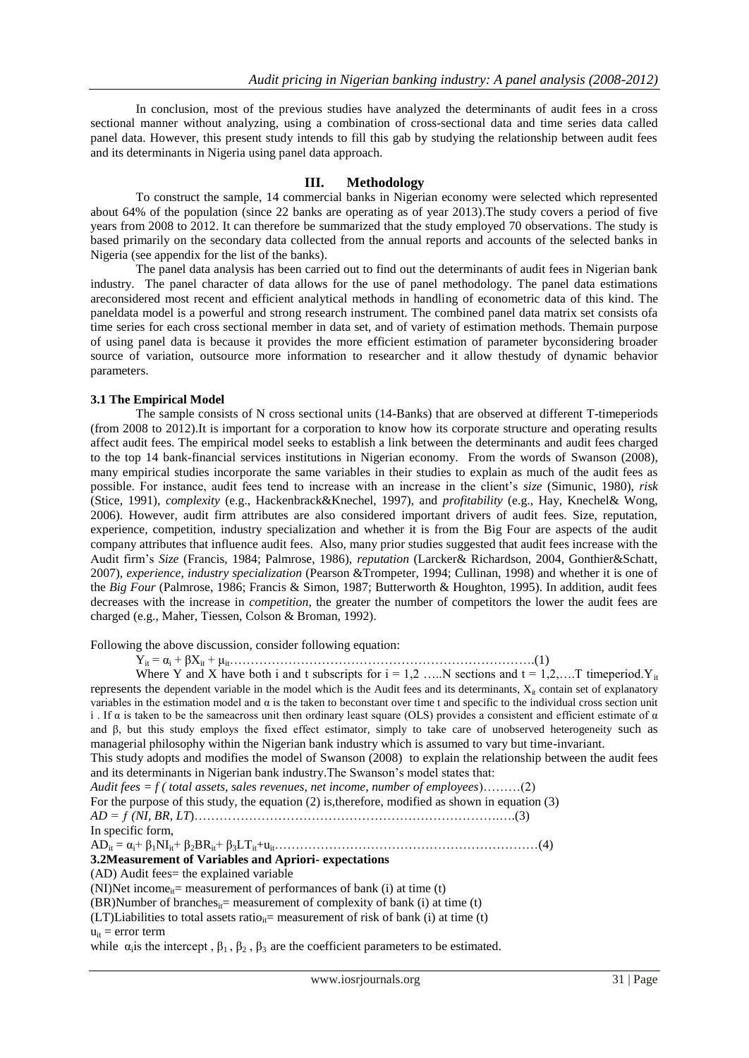In conclusion, most of the previous studies have analyzed the determinants of audit fees in a cross sectional manner without analyzing, using a combination of cross-sectional data and time series data called panel data. However, this present study intends to fill this gab by studying the relationship between audit fees and its determinants in Nigeria using panel data approach.

## III. Methodology

To construct the sample, 14 commercial banks in Nigerian economy were selected which represented about 64% of the population (since 22 banks are operating as of year 2013).The study covers a period of five years from 2008 to 2012. It can therefore be summarized that the study employed 70 observations. The study is based primarily on the secondary data collected from the annual reports and accounts of the selected banks in Nigeria (see appendix for the list of the banks).

The panel data analysis has been carried out to find out the determinants of audit fees in Nigerian bank industry. The panel character of data allows for the use of panel methodology. The panel data estimations areconsidered most recent and efficient analytical methods in handling of econometric data of this kind. The paneldata model is a powerful and strong research instrument. The combined panel data matrix set consists ofa time series for each cross sectional member in data set, and of variety of estimation methods. Themain purpose of using panel data is because it provides the more efficient estimation of parameter byconsidering broader source of variation, outsource more information to researcher and it allow thestudy of dynamic behavior parameters.

### 3.1 The Empirical Model

The sample consists of N cross sectional units (14-Banks) that are observed at different T-timeperiods (from 2008 to 2012).It is important for a corporation to know how its corporate structure and operating results affect audit fees. The empirical model seeks to establish a link between the determinants and audit fees charged to the top 14 bank-financial services institutions in Nigerian economy. From the words of Swanson (2008), many empirical studies incorporate the same variables in their studies to explain as much of the audit fees as possible. For instance, audit fees tend to increase with an increase in the client's *size* (Simunic, 1980), *risk* (Stice, 1991), *complexity* (e.g., Hackenbrack&Knechel, 1997), and *profitability* (e.g., Hay, Knechel& Wong, 2006). However, audit firm attributes are also considered important drivers of audit fees. Size, reputation, experience, competition, industry specialization and whether it is from the Big Four are aspects of the audit company attributes that influence audit fees. Also, many prior studies suggested that audit fees increase with the Audit firm's *Size* (Francis, 1984; Palmrose, 1986), *reputation* (Larcker& Richardson, 2004, Gonthier&Schatt, 2007), *experience*, *industry specialization* (Pearson &Trompeter, 1994; Cullinan, 1998) and whether it is one of the *Big Four* (Palmrose, 1986; Francis & Simon, 1987; Butterworth & Houghton, 1995). In addition, audit fees decreases with the increase in *competition*, the greater the number of competitors the lower the audit fees are charged (e.g., Maher, Tiessen, Colson & Broman, 1992).

Following the above discussion, consider following equation:

$$Y_{it} = \alpha_i + \beta X_{it} + \mu_{it} \quad \text{....(1)}$$

Where Y and X have both i and t subscripts for $i = 1,2 \ldots N$ sections and $t = 1,2,\ldots T$ timeperiod. $Y_{it}$ represents the dependent variable in the model which is the Audit fees and its determinants, $X_{it}$ contain set of explanatory variables in the estimation model and $\alpha$ is the taken to beconstant over time t and specific to the individual cross section unit i . If $\alpha$ is taken to be the sameacross unit then ordinary least square (OLS) provides a consistent and efficient estimate of $\alpha$ and $\beta$, but this study employs the fixed effect estimator, simply to take care of unobserved heterogeneity such as managerial philosophy within the Nigerian bank industry which is assumed to vary but time-invariant.

This study adopts and modifies the model of Swanson (2008) to explain the relationship between the audit fees and its determinants in Nigerian bank industry.The Swanson's model states that:

*Audit fees = f ( total assets, sales revenues, net income, number of employees*)………(2)

For the purpose of this study, the equation (2) is,therefore, modified as shown in equation (3)

*AD = f (NI, BR, LT*)……………………………………………………………….….(3)

In specific form,

$$AD_{it} = \alpha_i + \beta_1 NI_{it} + \beta_2 BR_{it} + \beta_3 LT_{it} + u_{it} \quad \text{....(4)}$$

### 3.2 Measurement of Variables and Apriori- expectations

(AD) Audit fees= the explained variable

(NI)Net income$_{it}$= measurement of performances of bank (i) at time (t)

(BR)Number of branches$_{it}$= measurement of complexity of bank (i) at time (t)

(LT)Liabilities to total assets ratio$_{it}$= measurement of risk of bank (i) at time (t)

$u_{it}$ = error term

while $\alpha_i$ is the intercept , $\beta_1$ , $\beta_2$ , $\beta_3$ are the coefficient parameters to be estimated.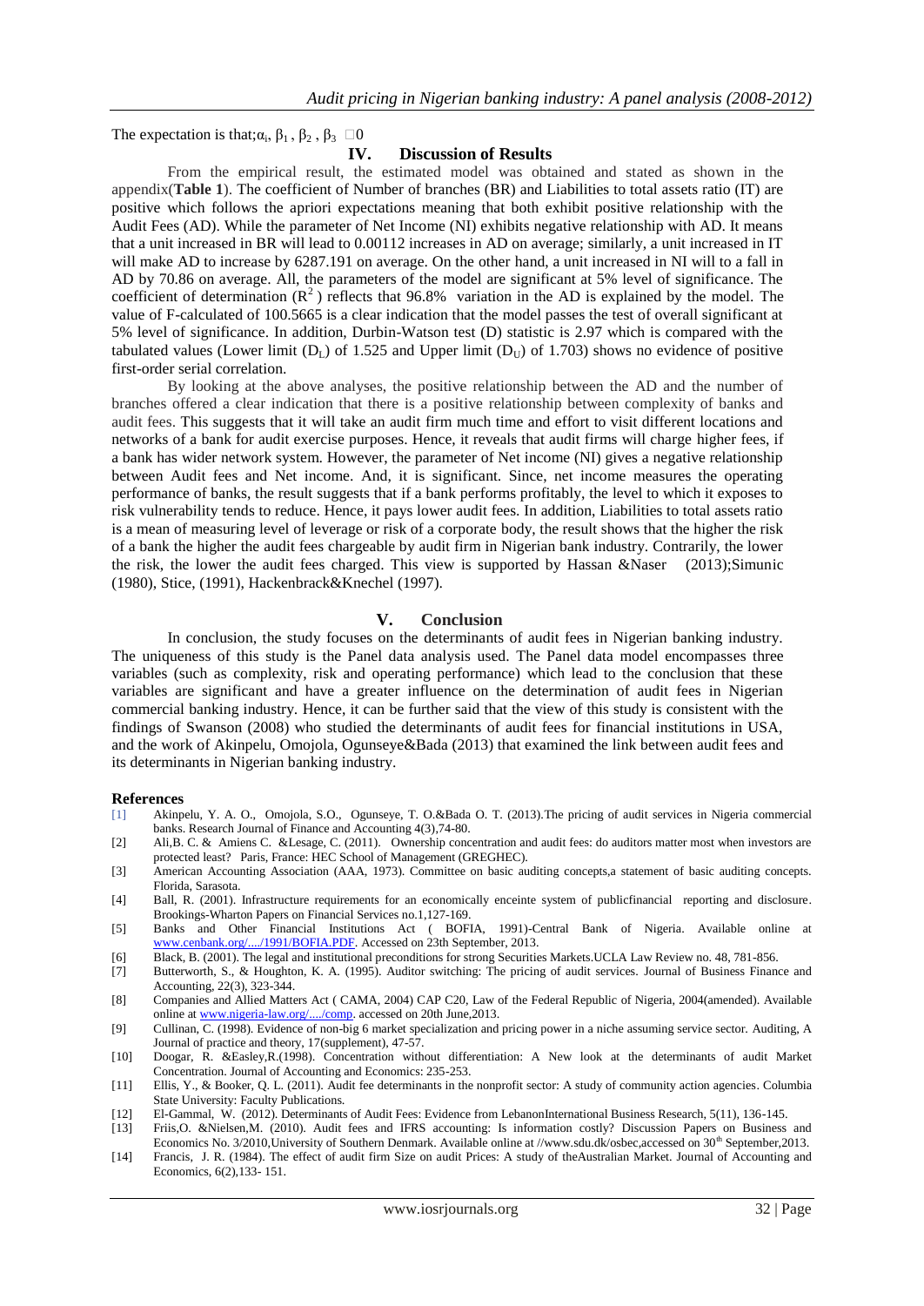The expectation is that; $\alpha_i$, $\beta_1$ , $\beta_2$ , $\beta_3$ □0

## IV. Discussion of Results

From the empirical result, the estimated model was obtained and stated as shown in the appendix(**Table 1**). The coefficient of Number of branches (BR) and Liabilities to total assets ratio (IT) are positive which follows the apriori expectations meaning that both exhibit positive relationship with the Audit Fees (AD). While the parameter of Net Income (NI) exhibits negative relationship with AD. It means that a unit increased in BR will lead to 0.00112 increases in AD on average; similarly, a unit increased in IT will make AD to increase by 6287.191 on average. On the other hand, a unit increased in NI will to a fall in AD by 70.86 on average. All, the parameters of the model are significant at 5% level of significance. The coefficient of determination ($R^2$ ) reflects that 96.8% variation in the AD is explained by the model. The value of F-calculated of 100.5665 is a clear indication that the model passes the test of overall significant at 5% level of significance. In addition, Durbin-Watson test (D) statistic is 2.97 which is compared with the tabulated values (Lower limit ($D_L$) of 1.525 and Upper limit ($D_U$) of 1.703) shows no evidence of positive first-order serial correlation.

By looking at the above analyses, the positive relationship between the AD and the number of branches offered a clear indication that there is a positive relationship between complexity of banks and audit fees. This suggests that it will take an audit firm much time and effort to visit different locations and networks of a bank for audit exercise purposes. Hence, it reveals that audit firms will charge higher fees, if a bank has wider network system. However, the parameter of Net income (NI) gives a negative relationship between Audit fees and Net income. And, it is significant. Since, net income measures the operating performance of banks, the result suggests that if a bank performs profitably, the level to which it exposes to risk vulnerability tends to reduce. Hence, it pays lower audit fees. In addition, Liabilities to total assets ratio is a mean of measuring level of leverage or risk of a corporate body, the result shows that the higher the risk of a bank the higher the audit fees chargeable by audit firm in Nigerian bank industry. Contrarily, the lower the risk, the lower the audit fees charged. This view is supported by Hassan &Naser (2013);Simunic (1980), Stice, (1991), Hackenbrack&Knechel (1997).

## V. Conclusion

In conclusion, the study focuses on the determinants of audit fees in Nigerian banking industry. The uniqueness of this study is the Panel data analysis used. The Panel data model encompasses three variables (such as complexity, risk and operating performance) which lead to the conclusion that these variables are significant and have a greater influence on the determination of audit fees in Nigerian commercial banking industry. Hence, it can be further said that the view of this study is consistent with the findings of Swanson (2008) who studied the determinants of audit fees for financial institutions in USA, and the work of Akinpelu, Omojola, Ogunseye&Bada (2013) that examined the link between audit fees and its determinants in Nigerian banking industry.

### References

[1] Akinpelu, Y. A. O., Omojola, S.O., Ogunseye, T. O.&Bada O. T. (2013).The pricing of audit services in Nigeria commercial banks. Research Journal of Finance and Accounting 4(3),74-80.

[2] Ali,B. C. & Amiens C. &Lesage, C. (2011). Ownership concentration and audit fees: do auditors matter most when investors are protected least? Paris, France: HEC School of Management (GREGHEC).

[3] American Accounting Association (AAA, 1973). Committee on basic auditing concepts,a statement of basic auditing concepts. Florida, Sarasota.

[4] Ball, R. (2001). Infrastructure requirements for an economically enceinte system of publicfinancial reporting and disclosure. Brookings-Wharton Papers on Financial Services no.1,127-169.

[5] Banks and Other Financial Institutions Act ( BOFIA, 1991)-Central Bank of Nigeria. Available online at www.cenbank.org/..../1991/BOFIA.PDF. Accessed on 23th September, 2013.

[6] Black, B. (2001). The legal and institutional preconditions for strong Securities Markets.UCLA Law Review no. 48, 781-856.

[7] Butterworth, S., & Houghton, K. A. (1995). Auditor switching: The pricing of audit services. Journal of Business Finance and Accounting, 22(3), 323-344.

[8] Companies and Allied Matters Act ( CAMA, 2004) CAP C20, Law of the Federal Republic of Nigeria, 2004(amended). Available online at www.nigeria-law.org/..../comp. accessed on 20th June,2013.

[9] Cullinan, C. (1998). Evidence of non-big 6 market specialization and pricing power in a niche assuming service sector. Auditing, A Journal of practice and theory, 17(supplement), 47-57.

[10] Doogar, R. &Easley,R.(1998). Concentration without differentiation: A New look at the determinants of audit Market Concentration. Journal of Accounting and Economics: 235-253.

[11] Ellis, Y., & Booker, Q. L. (2011). Audit fee determinants in the nonprofit sector: A study of community action agencies. Columbia State University: Faculty Publications.

[12] El-Gammal, W. (2012). Determinants of Audit Fees: Evidence from LebanonInternational Business Research, 5(11), 136-145.

[13] Friis,O. &Nielsen,M. (2010). Audit fees and IFRS accounting: Is information costly? Discussion Papers on Business and Economics No. 3/2010,University of Southern Denmark. Available online at //www.sdu.dk/osbec,accessed on 30th September,2013.

[14] Francis, J. R. (1984). The effect of audit firm Size on audit Prices: A study of theAustralian Market. Journal of Accounting and Economics, 6(2),133- 151.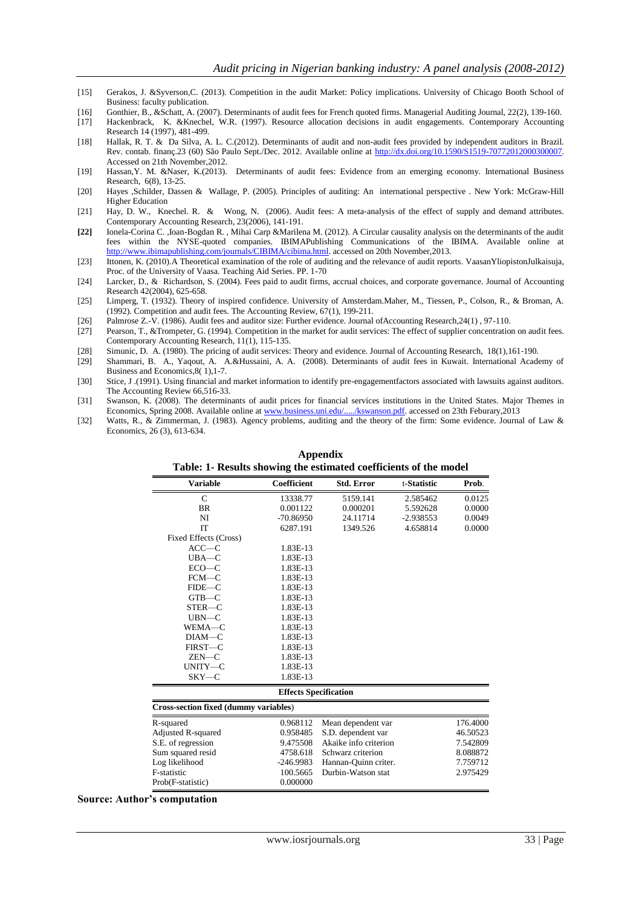[15] Gerakos, J. &Syverson,C. (2013). Competition in the audit Market: Policy implications. University of Chicago Booth School of Business: faculty publication.

[16] Gonthier, B., &Schatt, A. (2007). Determinants of audit fees for French quoted firms. Managerial Auditing Journal, 22(2), 139-160.

[17] Hackenbrack, K. &Knechel, W.R. (1997). Resource allocation decisions in audit engagements. Contemporary Accounting Research 14 (1997), 481-499.

[18] Hallak, R. T. & Da Silva, A. L. C.(2012). Determinants of audit and non-audit fees provided by independent auditors in Brazil. Rev. contab. finanç.23 (60) São Paulo Sept./Dec. 2012. Available online at http://dx.doi.org/10.1590/S1519-70772012000300007. Accessed on 21th November,2012.

[19] Hassan,Y. M. &Naser, K.(2013). Determinants of audit fees: Evidence from an emerging economy. International Business Research, 6(8), 13-25.

[20] Hayes ,Schilder, Dassen & Wallage, P. (2005). Principles of auditing: An international perspective . New York: McGraw-Hill Higher Education

[21] Hay, D. W., Knechel. R. & Wong, N. (2006). Audit fees: A meta-analysis of the effect of supply and demand attributes. Contemporary Accounting Research, 23(2006), 141-191.

**[22]** Ionela-Corina C. ,Ioan-Bogdan R. , Mihai Carp &Marilena M. (2012). A Circular causality analysis on the determinants of the audit fees within the NYSE-quoted companies. IBIMAPublishing Communications of the IBIMA. Available online at http://www.ibimapublishing.com/journals/CIBIMA/cibima.html. accessed on 20th November,2013.

[23] Ittonen, K. (2010).A Theoretical examination of the role of auditing and the relevance of audit reports. VaasanYliopistonJulkaisuja, Proc. of the University of Vaasa. Teaching Aid Series. PP. 1-70

[24] Larcker, D., & Richardson, S. (2004). Fees paid to audit firms, accrual choices, and corporate governance. Journal of Accounting Research 42(2004), 625-658.

[25] Limperg, T. (1932). Theory of inspired confidence. University of Amsterdam.Maher, M., Tiessen, P., Colson, R., & Broman, A. (1992). Competition and audit fees. The Accounting Review, 67(1), 199-211.

[26] Palmrose Z.-V. (1986). Audit fees and auditor size: Further evidence. Journal ofAccounting Research,24(1) , 97-110.

[27] Pearson, T., &Trompeter, G. (1994). Competition in the market for audit services: The effect of supplier concentration on audit fees. Contemporary Accounting Research, 11(1), 115-135.

[28] Simunic, D. A. (1980). The pricing of audit services: Theory and evidence. Journal of Accounting Research, 18(1),161-190.

[29] Shammari, B. A., Yaqout, A. A.&Hussaini, A. A. (2008). Determinants of audit fees in Kuwait. International Academy of Business and Economics,8( 1),1-7.

[30] Stice, J .(1991). Using financial and market information to identify pre-engagementfactors associated with lawsuits against auditors. The Accounting Review 66,516-33.

[31] Swanson, K. (2008). The determinants of audit prices for financial services institutions in the United States. Major Themes in Economics, Spring 2008. Available online at www.business.uni.edu/...../kswanson.pdf. accessed on 23th Feburary,2013

[32] Watts, R., & Zimmerman, J. (1983). Agency problems, auditing and the theory of the firm: Some evidence. Journal of Law & Economics, 26 (3), 613-634.

## Appendix

**Table: 1- Results showing the estimated coefficients of the model**

| Variable | Coefficient | Std. Error | t-Statistic | Prob. |
|---|---|---|---|---|
| C | 13338.77 | 5159.141 | 2.585462 | 0.0125 |
| BR | 0.001122 | 0.000201 | 5.592628 | 0.0000 |
| NI | -70.86950 | 24.11714 | -2.938553 | 0.0049 |
| IT | 6287.191 | 1349.526 | 4.658814 | 0.0000 |
| Fixed Effects (Cross) | | | | |
| ACC—C | 1.83E-13 | | | |
| UBA—C | 1.83E-13 | | | |
| ECO—C | 1.83E-13 | | | |
| FCM—C | 1.83E-13 | | | |
| FIDE—C | 1.83E-13 | | | |
| GTB—C | 1.83E-13 | | | |
| STER—C | 1.83E-13 | | | |
| UBN—C | 1.83E-13 | | | |
| WEMA—C | 1.83E-13 | | | |
| DIAM—C | 1.83E-13 | | | |
| FIRST—C | 1.83E-13 | | | |
| ZEN—C | 1.83E-13 | | | |
| UNITY—C | 1.83E-13 | | | |
| SKY—C | 1.83E-13 | | | |
| **Effects Specification** | | | | |
| **Cross-section fixed (dummy variables)** | | | | |
| R-squared | 0.968112 | Mean dependent var | | 176.4000 |
| Adjusted R-squared | 0.958485 | S.D. dependent var | | 46.50523 |
| S.E. of regression | 9.475508 | Akaike info criterion | | 7.542809 |
| Sum squared resid | 4758.618 | Schwarz criterion | | 8.088872 |
| Log likelihood | -246.9983 | Hannan-Quinn criter. | | 7.759712 |
| F-statistic | 100.5665 | Durbin-Watson stat | | 2.975429 |
| Prob(F-statistic) | 0.000000 | | | |

**Source: Author's computation**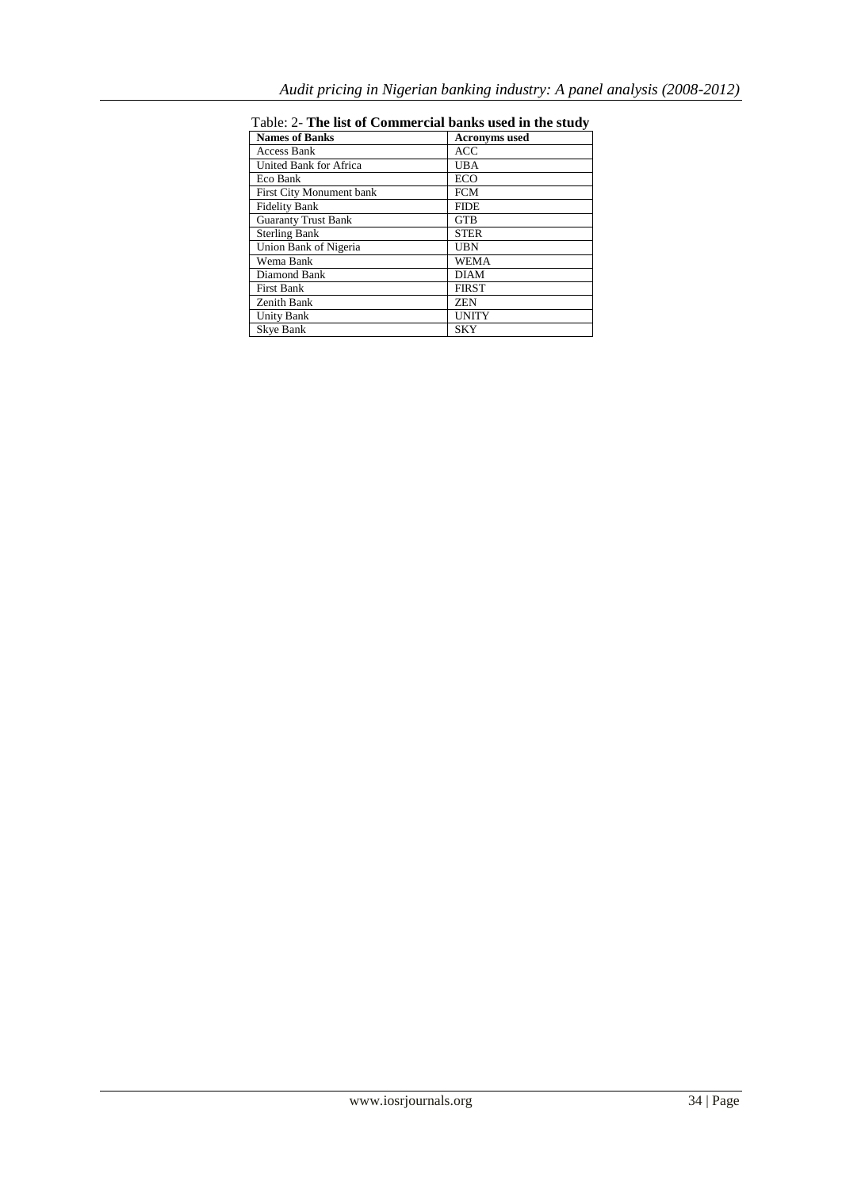Table: 2- **The list of Commercial banks used in the study**

| **Names of Banks** | **Acronyms used** |
|---|---|
| Access Bank | ACC |
| United Bank for Africa | UBA |
| Eco Bank | ECO |
| First City Monument bank | FCM |
| Fidelity Bank | FIDE |
| Guaranty Trust Bank | GTB |
| Sterling Bank | STER |
| Union Bank of Nigeria | UBN |
| Wema Bank | WEMA |
| Diamond Bank | DIAM |
| First Bank | FIRST |
| Zenith Bank | ZEN |
| Unity Bank | UNITY |
| Skye Bank | SKY |